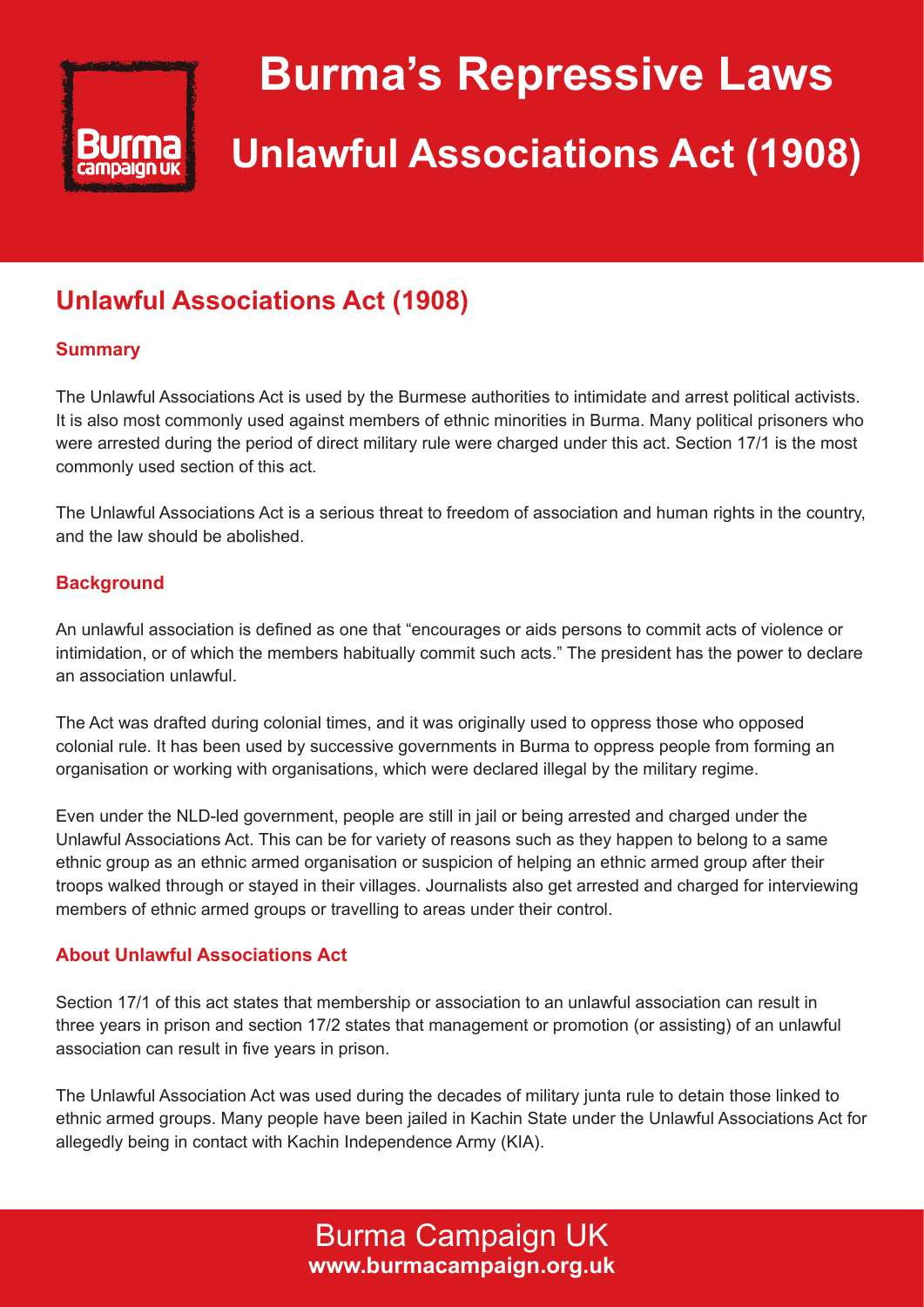# Burma's Repressive Laws

# Unlawful Associations Act (1908)

## Unlawful Associations Act (1908)

### Summary

The Unlawful Associations Act is used by the Burmese authorities to intimidate and arrest political activists. It is also most commonly used against members of ethnic minorities in Burma. Many political prisoners who were arrested during the period of direct military rule were charged under this act. Section 17/1 is the most commonly used section of this act.

The Unlawful Associations Act is a serious threat to freedom of association and human rights in the country, and the law should be abolished.

### Background

An unlawful association is defined as one that "encourages or aids persons to commit acts of violence or intimidation, or of which the members habitually commit such acts." The president has the power to declare an association unlawful.

The Act was drafted during colonial times, and it was originally used to oppress those who opposed colonial rule. It has been used by successive governments in Burma to oppress people from forming an organisation or working with organisations, which were declared illegal by the military regime.

Even under the NLD-led government, people are still in jail or being arrested and charged under the Unlawful Associations Act. This can be for variety of reasons such as they happen to belong to a same ethnic group as an ethnic armed organisation or suspicion of helping an ethnic armed group after their troops walked through or stayed in their villages. Journalists also get arrested and charged for interviewing members of ethnic armed groups or travelling to areas under their control.

### About Unlawful Associations Act

Section 17/1 of this act states that membership or association to an unlawful association can result in three years in prison and section 17/2 states that management or promotion (or assisting) of an unlawful association can result in five years in prison.

The Unlawful Association Act was used during the decades of military junta rule to detain those linked to ethnic armed groups. Many people have been jailed in Kachin State under the Unlawful Associations Act for allegedly being in contact with Kachin Independence Army (KIA).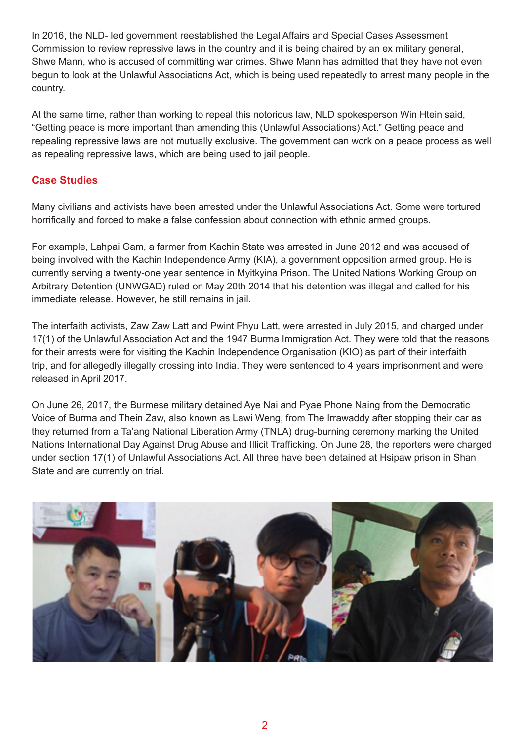In 2016, the NLD- led government reestablished the Legal Affairs and Special Cases Assessment Commission to review repressive laws in the country and it is being chaired by an ex military general, Shwe Mann, who is accused of committing war crimes. Shwe Mann has admitted that they have not even begun to look at the Unlawful Associations Act, which is being used repeatedly to arrest many people in the country.

At the same time, rather than working to repeal this notorious law, NLD spokesperson Win Htein said, "Getting peace is more important than amending this (Unlawful Associations) Act." Getting peace and repealing repressive laws are not mutually exclusive. The government can work on a peace process as well as repealing repressive laws, which are being used to jail people.

## Case Studies

Many civilians and activists have been arrested under the Unlawful Associations Act. Some were tortured horrifically and forced to make a false confession about connection with ethnic armed groups.

For example, Lahpai Gam, a farmer from Kachin State was arrested in June 2012 and was accused of being involved with the Kachin Independence Army (KIA), a government opposition armed group. He is currently serving a twenty-one year sentence in Myitkyina Prison. The United Nations Working Group on Arbitrary Detention (UNWGAD) ruled on May 20th 2014 that his detention was illegal and called for his immediate release. However, he still remains in jail.

The interfaith activists, Zaw Zaw Latt and Pwint Phyu Latt, were arrested in July 2015, and charged under 17(1) of the Unlawful Association Act and the 1947 Burma Immigration Act. They were told that the reasons for their arrests were for visiting the Kachin Independence Organisation (KIO) as part of their interfaith trip, and for allegedly illegally crossing into India. They were sentenced to 4 years imprisonment and were released in April 2017.

On June 26, 2017, the Burmese military detained Aye Nai and Pyae Phone Naing from the Democratic Voice of Burma and Thein Zaw, also known as Lawi Weng, from The Irrawaddy after stopping their car as they returned from a Ta'ang National Liberation Army (TNLA) drug-burning ceremony marking the United Nations International Day Against Drug Abuse and Illicit Trafficking. On June 28, the reporters were charged under section 17(1) of Unlawful Associations Act. All three have been detained at Hsipaw prison in Shan State and are currently on trial.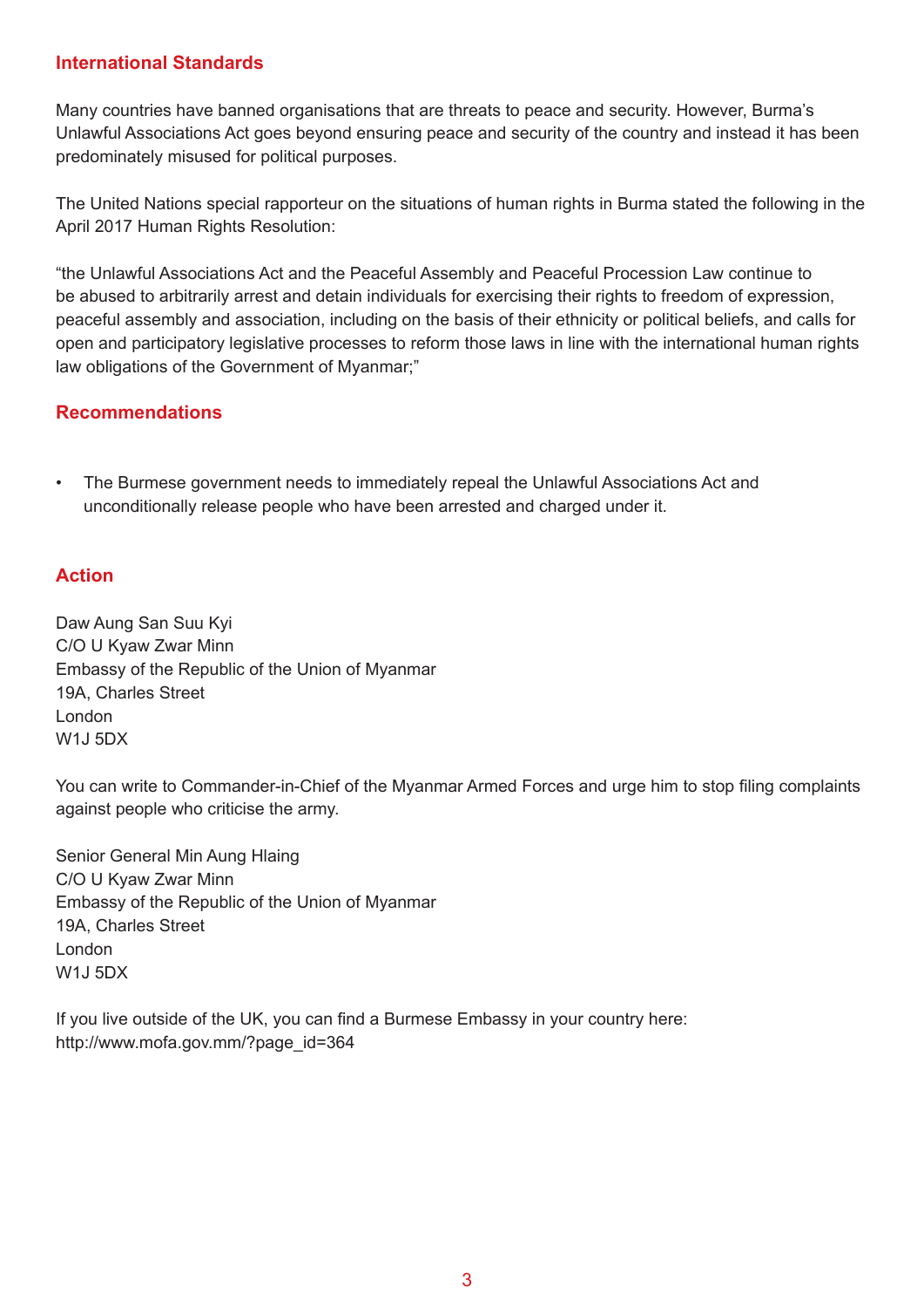## International Standards

Many countries have banned organisations that are threats to peace and security. However, Burma's Unlawful Associations Act goes beyond ensuring peace and security of the country and instead it has been predominately misused for political purposes.

The United Nations special rapporteur on the situations of human rights in Burma stated the following in the April 2017 Human Rights Resolution:

"the Unlawful Associations Act and the Peaceful Assembly and Peaceful Procession Law continue to be abused to arbitrarily arrest and detain individuals for exercising their rights to freedom of expression, peaceful assembly and association, including on the basis of their ethnicity or political beliefs, and calls for open and participatory legislative processes to reform those laws in line with the international human rights law obligations of the Government of Myanmar;"

## Recommendations

- The Burmese government needs to immediately repeal the Unlawful Associations Act and unconditionally release people who have been arrested and charged under it.

## Action

Daw Aung San Suu Kyi
C/O U Kyaw Zwar Minn
Embassy of the Republic of the Union of Myanmar
19A, Charles Street
London
W1J 5DX

You can write to Commander-in-Chief of the Myanmar Armed Forces and urge him to stop filing complaints against people who criticise the army.

Senior General Min Aung Hlaing
C/O U Kyaw Zwar Minn
Embassy of the Republic of the Union of Myanmar
19A, Charles Street
London
W1J 5DX

If you live outside of the UK, you can find a Burmese Embassy in your country here: http://www.mofa.gov.mm/?page_id=364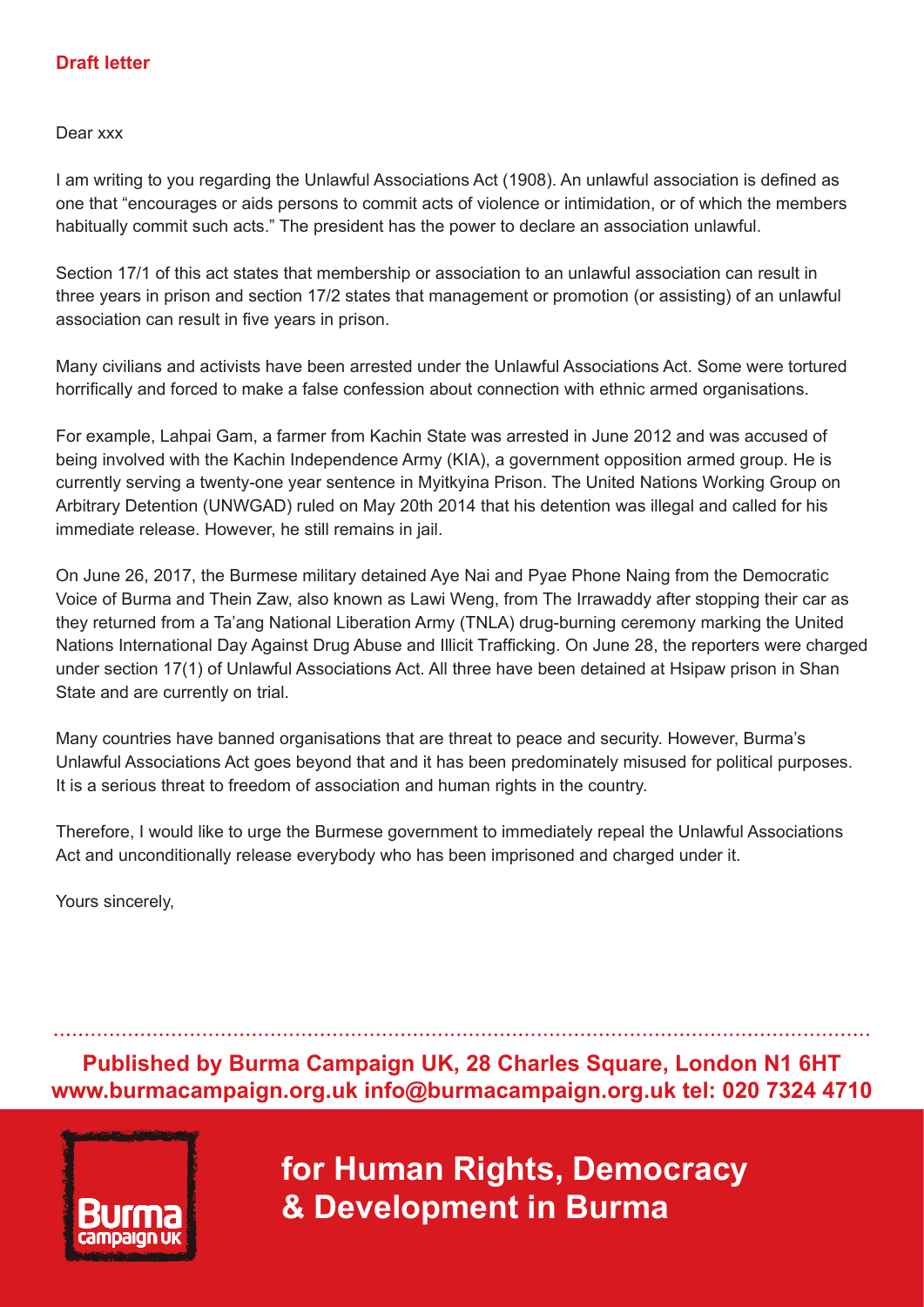## Draft letter

Dear xxx

I am writing to you regarding the Unlawful Associations Act (1908). An unlawful association is defined as one that "encourages or aids persons to commit acts of violence or intimidation, or of which the members habitually commit such acts." The president has the power to declare an association unlawful.

Section 17/1 of this act states that membership or association to an unlawful association can result in three years in prison and section 17/2 states that management or promotion (or assisting) of an unlawful association can result in five years in prison.

Many civilians and activists have been arrested under the Unlawful Associations Act. Some were tortured horrifically and forced to make a false confession about connection with ethnic armed organisations.

For example, Lahpai Gam, a farmer from Kachin State was arrested in June 2012 and was accused of being involved with the Kachin Independence Army (KIA), a government opposition armed group. He is currently serving a twenty-one year sentence in Myitkyina Prison. The United Nations Working Group on Arbitrary Detention (UNWGAD) ruled on May 20th 2014 that his detention was illegal and called for his immediate release. However, he still remains in jail.

On June 26, 2017, the Burmese military detained Aye Nai and Pyae Phone Naing from the Democratic Voice of Burma and Thein Zaw, also known as Lawi Weng, from The Irrawaddy after stopping their car as they returned from a Ta'ang National Liberation Army (TNLA) drug-burning ceremony marking the United Nations International Day Against Drug Abuse and Illicit Trafficking. On June 28, the reporters were charged under section 17(1) of Unlawful Associations Act. All three have been detained at Hsipaw prison in Shan State and are currently on trial.

Many countries have banned organisations that are threat to peace and security. However, Burma's Unlawful Associations Act goes beyond that and it has been predominately misused for political purposes. It is a serious threat to freedom of association and human rights in the country.

Therefore, I would like to urge the Burmese government to immediately repeal the Unlawful Associations Act and unconditionally release everybody who has been imprisoned and charged under it.

Yours sincerely,

**Published by Burma Campaign UK, 28 Charles Square, London N1 6HT**
**www.burmacampaign.org.uk info@burmacampaign.org.uk tel: 020 7324 4710**

Burma campaign UK

**for Human Rights, Democracy & Development in Burma**